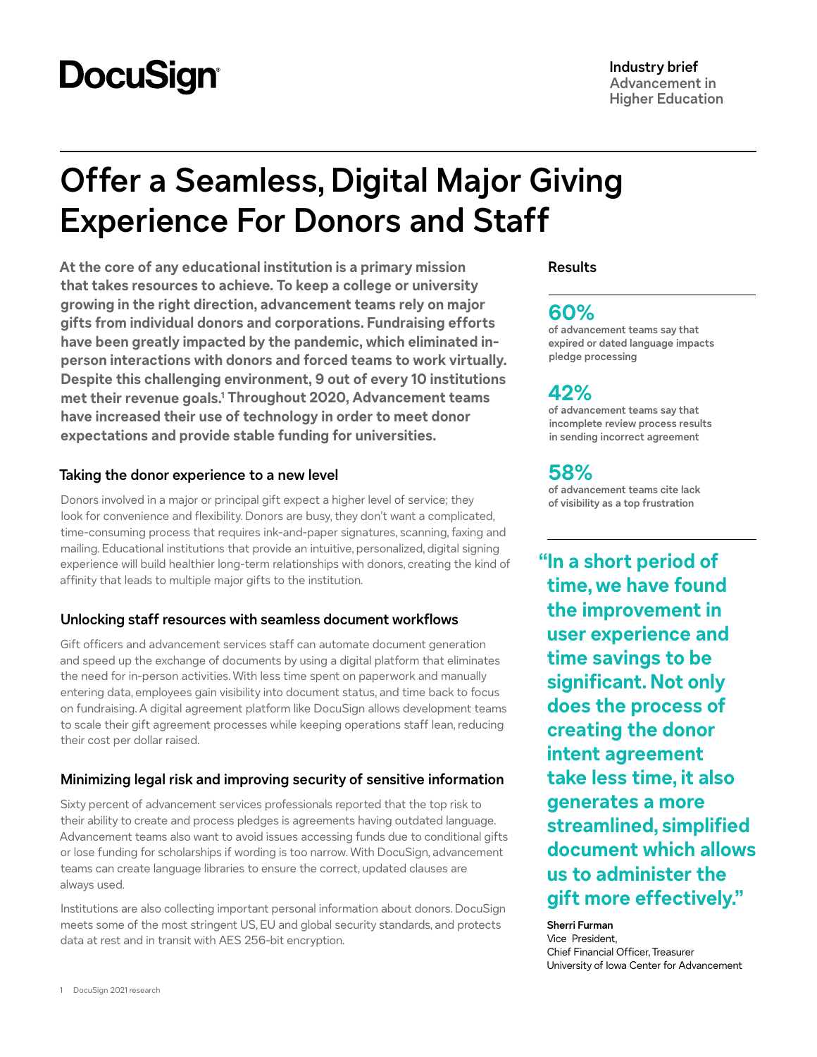DocuSign

**Industry brief**
Advancement in Higher Education

# Offer a Seamless, Digital Major Giving Experience For Donors and Staff

**At the core of any educational institution is a primary mission that takes resources to achieve. To keep a college or university growing in the right direction, advancement teams rely on major gifts from individual donors and corporations. Fundraising efforts have been greatly impacted by the pandemic, which eliminated in-person interactions with donors and forced teams to work virtually. Despite this challenging environment, 9 out of every 10 institutions met their revenue goals.[1] Throughout 2020, Advancement teams have increased their use of technology in order to meet donor expectations and provide stable funding for universities.**

## Taking the donor experience to a new level

Donors involved in a major or principal gift expect a higher level of service; they look for convenience and flexibility. Donors are busy, they don't want a complicated, time-consuming process that requires ink-and-paper signatures, scanning, faxing and mailing. Educational institutions that provide an intuitive, personalized, digital signing experience will build healthier long-term relationships with donors, creating the kind of affinity that leads to multiple major gifts to the institution.

## Unlocking staff resources with seamless document workflows

Gift officers and advancement services staff can automate document generation and speed up the exchange of documents by using a digital platform that eliminates the need for in-person activities. With less time spent on paperwork and manually entering data, employees gain visibility into document status, and time back to focus on fundraising. A digital agreement platform like DocuSign allows development teams to scale their gift agreement processes while keeping operations staff lean, reducing their cost per dollar raised.

## Minimizing legal risk and improving security of sensitive information

Sixty percent of advancement services professionals reported that the top risk to their ability to create and process pledges is agreements having outdated language. Advancement teams also want to avoid issues accessing funds due to conditional gifts or lose funding for scholarships if wording is too narrow. With DocuSign, advancement teams can create language libraries to ensure the correct, updated clauses are always used.

Institutions are also collecting important personal information about donors. DocuSign meets some of the most stringent US, EU and global security standards, and protects data at rest and in transit with AES 256-bit encryption.

### Results

**60%**
of advancement teams say that expired or dated language impacts pledge processing

**42%**
of advancement teams say that incomplete review process results in sending incorrect agreement

**58%**
of advancement teams cite lack of visibility as a top frustration

**"In a short period of time, we have found the improvement in user experience and time savings to be significant. Not only does the process of creating the donor intent agreement take less time, it also generates a more streamlined, simplified document which allows us to administer the gift more effectively."**

**Sherri Furman**
Vice President,
Chief Financial Officer, Treasurer
University of Iowa Center for Advancement

1 DocuSign 2021 research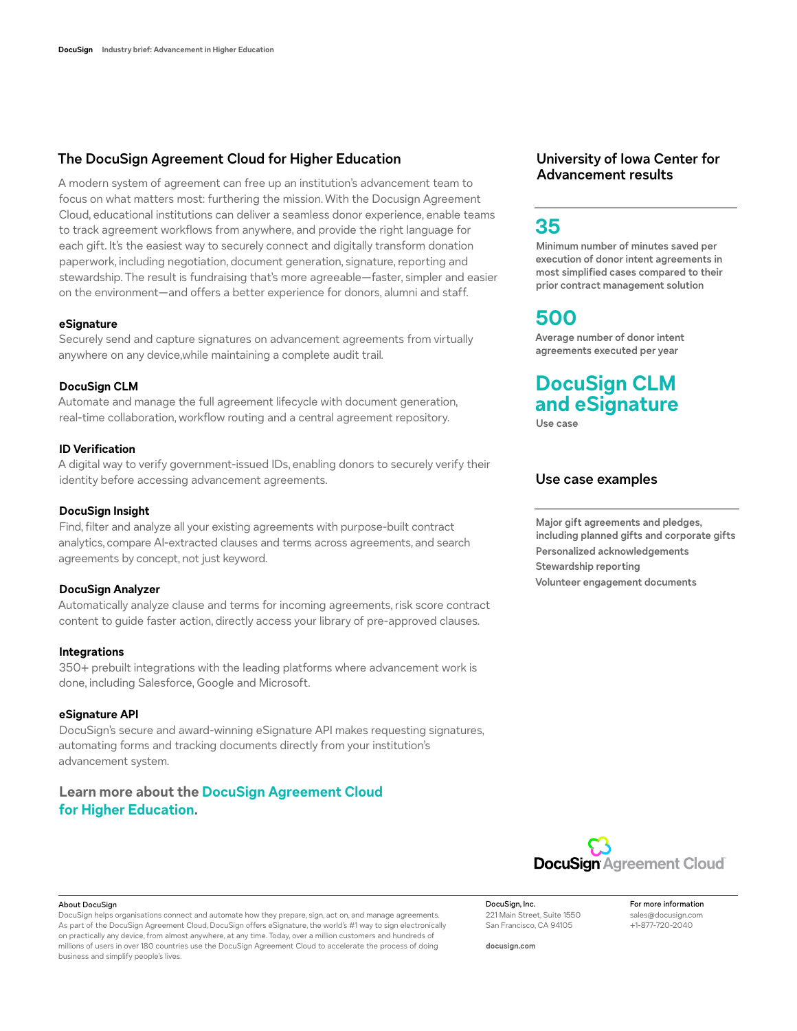## The DocuSign Agreement Cloud for Higher Education

A modern system of agreement can free up an institution's advancement team to focus on what matters most: furthering the mission. With the Docusign Agreement Cloud, educational institutions can deliver a seamless donor experience, enable teams to track agreement workflows from anywhere, and provide the right language for each gift. It's the easiest way to securely connect and digitally transform donation paperwork, including negotiation, document generation, signature, reporting and stewardship. The result is fundraising that's more agreeable—faster, simpler and easier on the environment—and offers a better experience for donors, alumni and staff.

**eSignature**
Securely send and capture signatures on advancement agreements from virtually anywhere on any device,while maintaining a complete audit trail.

**DocuSign CLM**
Automate and manage the full agreement lifecycle with document generation, real-time collaboration, workflow routing and a central agreement repository.

**ID Verification**
A digital way to verify government-issued IDs, enabling donors to securely verify their identity before accessing advancement agreements.

**DocuSign Insight**
Find, filter and analyze all your existing agreements with purpose-built contract analytics, compare AI-extracted clauses and terms across agreements, and search agreements by concept, not just keyword.

**DocuSign Analyzer**
Automatically analyze clause and terms for incoming agreements, risk score contract content to guide faster action, directly access your library of pre-approved clauses.

**Integrations**
350+ prebuilt integrations with the leading platforms where advancement work is done, including Salesforce, Google and Microsoft.

**eSignature API**
DocuSign's secure and award-winning eSignature API makes requesting signatures, automating forms and tracking documents directly from your institution's advancement system.

**Learn more about the DocuSign Agreement Cloud for Higher Education.**

## University of Iowa Center for Advancement results

**35**
Minimum number of minutes saved per execution of donor intent agreements in most simplified cases compared to their prior contract management solution

**500**
Average number of donor intent agreements executed per year

**DocuSign CLM and eSignature**
Use case

## Use case examples

- Major gift agreements and pledges, including planned gifts and corporate gifts
- Personalized acknowledgements
- Stewardship reporting
- Volunteer engagement documents

DocuSign Agreement Cloud

About DocuSign
DocuSign helps organisations connect and automate how they prepare, sign, act on, and manage agreements. As part of the DocuSign Agreement Cloud, DocuSign offers eSignature, the world's #1 way to sign electronically on practically any device, from almost anywhere, at any time. Today, over a million customers and hundreds of millions of users in over 180 countries use the DocuSign Agreement Cloud to accelerate the process of doing business and simplify people's lives.

DocuSign, Inc.
221 Main Street, Suite 1550
San Francisco, CA 94105

docusign.com

For more information
sales@docusign.com
+1-877-720-2040